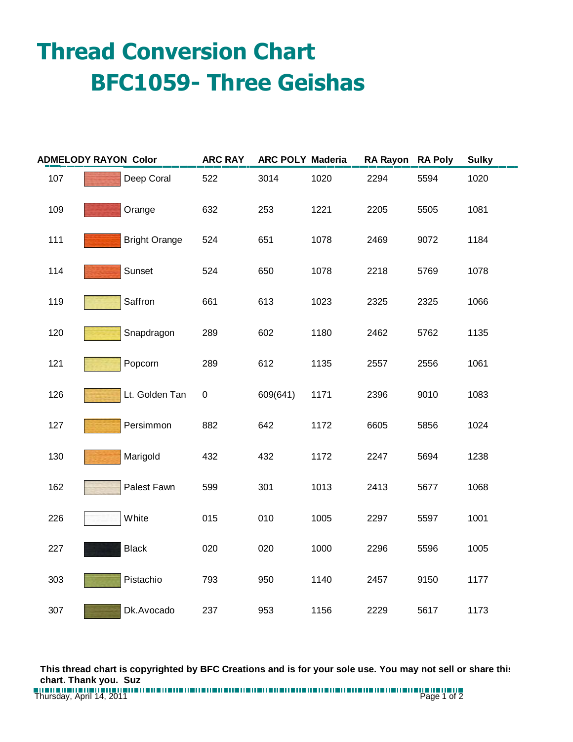# Thread Conversion Chart

## BFC1059- Three Geishas

| ADMELODY RAYON | Color | ARC RAY | ARC POLY | Maderia | RA Rayon | RA Poly | Sulky |
|---|---|---|---|---|---|---|---|
| 107 | Deep Coral | 522 | 3014 | 1020 | 2294 | 5594 | 1020 |
| 109 | Orange | 632 | 253 | 1221 | 2205 | 5505 | 1081 |
| 111 | Bright Orange | 524 | 651 | 1078 | 2469 | 9072 | 1184 |
| 114 | Sunset | 524 | 650 | 1078 | 2218 | 5769 | 1078 |
| 119 | Saffron | 661 | 613 | 1023 | 2325 | 2325 | 1066 |
| 120 | Snapdragon | 289 | 602 | 1180 | 2462 | 5762 | 1135 |
| 121 | Popcorn | 289 | 612 | 1135 | 2557 | 2556 | 1061 |
| 126 | Lt. Golden Tan | 0 | 609(641) | 1171 | 2396 | 9010 | 1083 |
| 127 | Persimmon | 882 | 642 | 1172 | 6605 | 5856 | 1024 |
| 130 | Marigold | 432 | 432 | 1172 | 2247 | 5694 | 1238 |
| 162 | Palest Fawn | 599 | 301 | 1013 | 2413 | 5677 | 1068 |
| 226 | White | 015 | 010 | 1005 | 2297 | 5597 | 1001 |
| 227 | Black | 020 | 020 | 1000 | 2296 | 5596 | 1005 |
| 303 | Pistachio | 793 | 950 | 1140 | 2457 | 9150 | 1177 |
| 307 | Dk.Avocado | 237 | 953 | 1156 | 2229 | 5617 | 1173 |

**This thread chart is copyrighted by BFC Creations and is for your sole use. You may not sell or share this chart. Thank you. Suz**

Thursday, April 14, 2011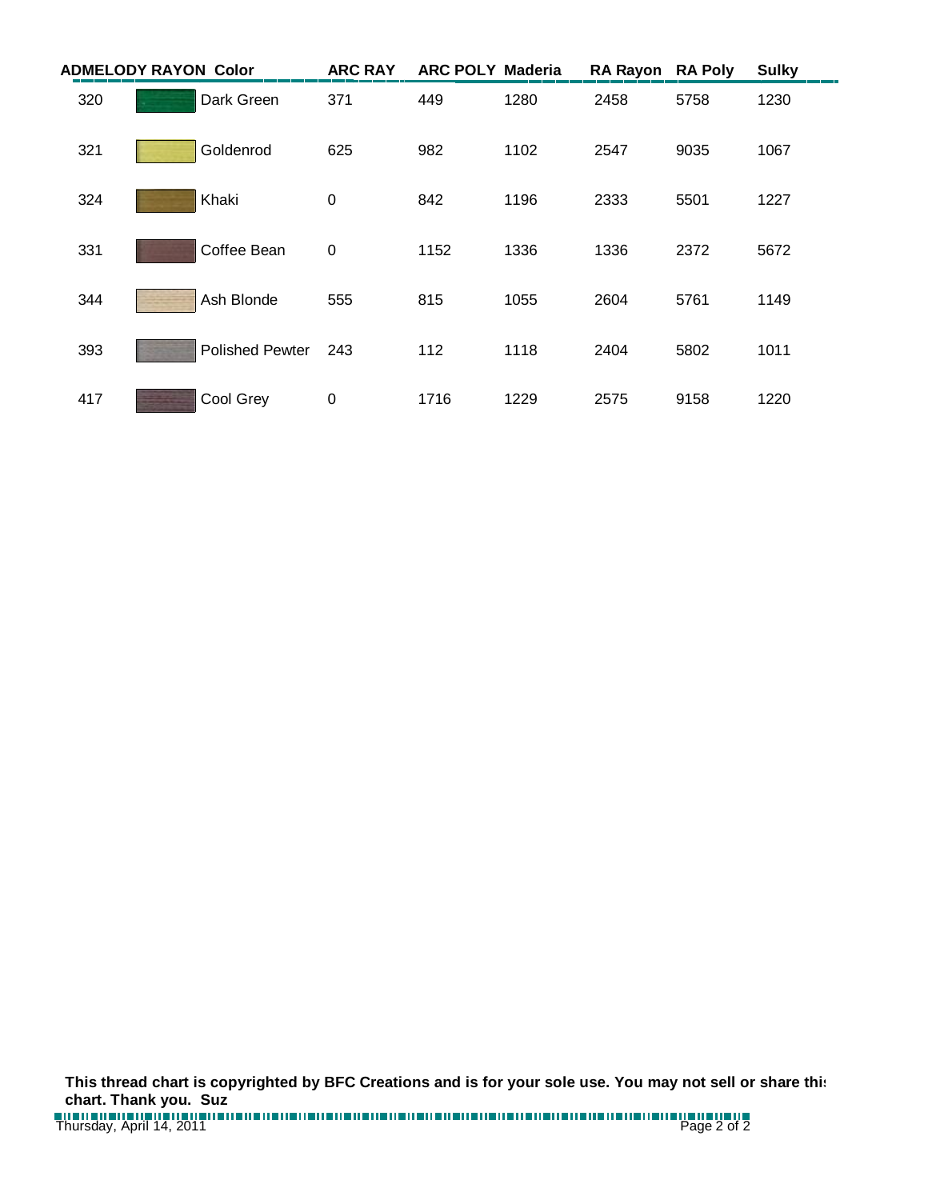| ADMELODY RAYON | Color | | ARC RAY | ARC POLY | Maderia | RA Rayon | RA Poly | Sulky |
|---|---|---|---|---|---|---|---|---|
| 320 | | Dark Green | 371 | 449 | 1280 | 2458 | 5758 | 1230 |
| 321 | | Goldenrod | 625 | 982 | 1102 | 2547 | 9035 | 1067 |
| 324 | | Khaki | 0 | 842 | 1196 | 2333 | 5501 | 1227 |
| 331 | | Coffee Bean | 0 | 1152 | 1336 | 1336 | 2372 | 5672 |
| 344 | | Ash Blonde | 555 | 815 | 1055 | 2604 | 5761 | 1149 |
| 393 | | Polished Pewter | 243 | 112 | 1118 | 2404 | 5802 | 1011 |
| 417 | | Cool Grey | 0 | 1716 | 1229 | 2575 | 9158 | 1220 |

**This thread chart is copyrighted by BFC Creations and is for your sole use. You may not sell or share this chart. Thank you. Suz**

Thursday, April 14, 2011